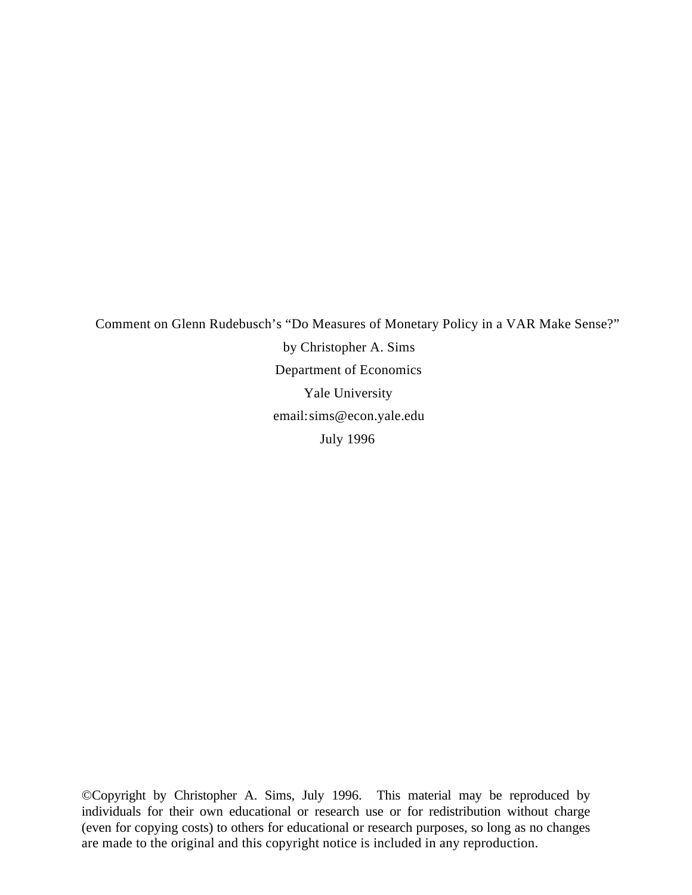Comment on Glenn Rudebusch's "Do Measures of Monetary Policy in a VAR Make Sense?"

by Christopher A. Sims

Department of Economics

Yale University

email: sims@econ.yale.edu

July 1996

©Copyright by Christopher A. Sims, July 1996. This material may be reproduced by individuals for their own educational or research use or for redistribution without charge (even for copying costs) to others for educational or research purposes, so long as no changes are made to the original and this copyright notice is included in any reproduction.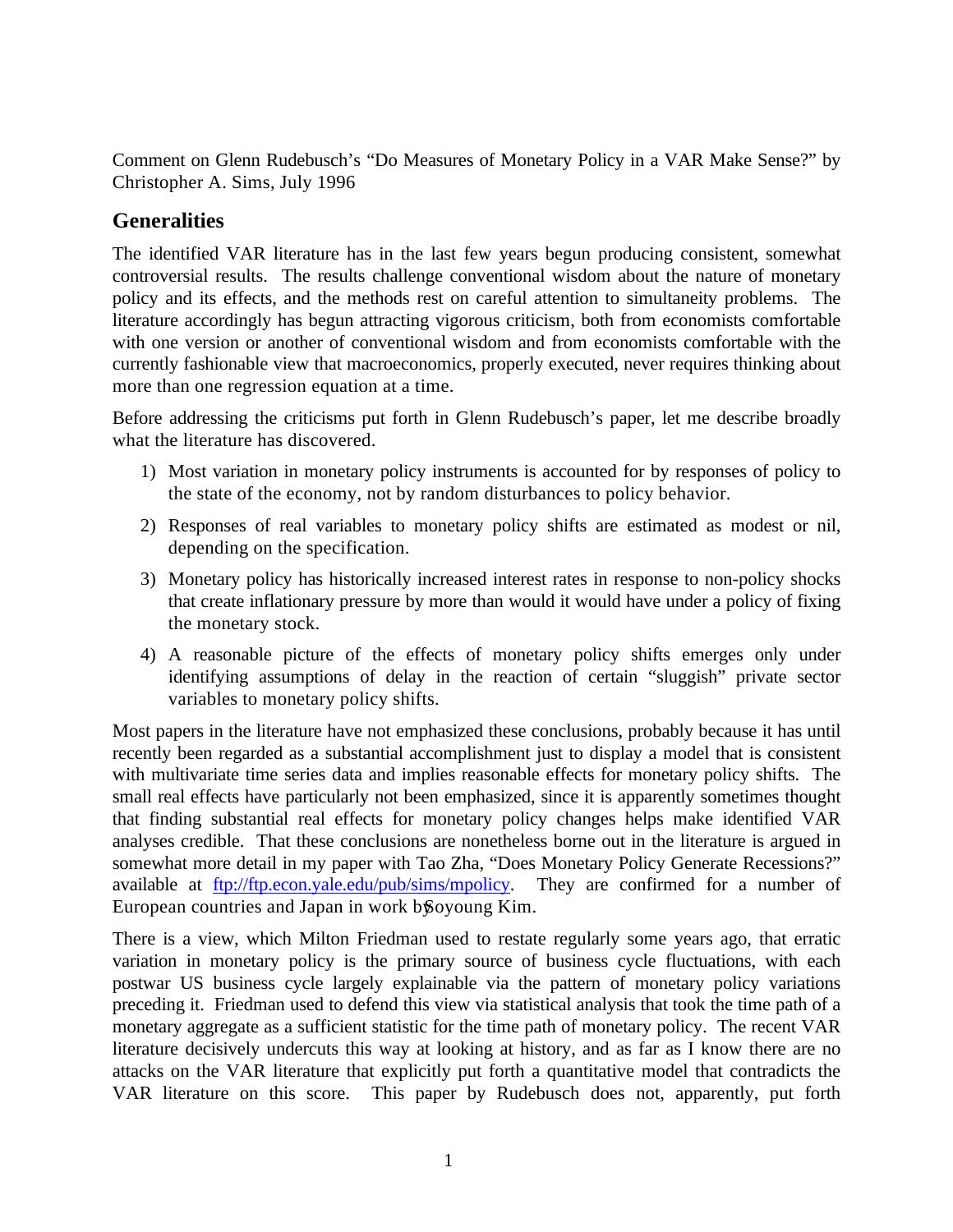Comment on Glenn Rudebusch's "Do Measures of Monetary Policy in a VAR Make Sense?" by Christopher A. Sims, July 1996

## Generalities

The identified VAR literature has in the last few years begun producing consistent, somewhat controversial results. The results challenge conventional wisdom about the nature of monetary policy and its effects, and the methods rest on careful attention to simultaneity problems. The literature accordingly has begun attracting vigorous criticism, both from economists comfortable with one version or another of conventional wisdom and from economists comfortable with the currently fashionable view that macroeconomics, properly executed, never requires thinking about more than one regression equation at a time.

Before addressing the criticisms put forth in Glenn Rudebusch's paper, let me describe broadly what the literature has discovered.

1) Most variation in monetary policy instruments is accounted for by responses of policy to the state of the economy, not by random disturbances to policy behavior.
2) Responses of real variables to monetary policy shifts are estimated as modest or nil, depending on the specification.
3) Monetary policy has historically increased interest rates in response to non-policy shocks that create inflationary pressure by more than would it would have under a policy of fixing the monetary stock.
4) A reasonable picture of the effects of monetary policy shifts emerges only under identifying assumptions of delay in the reaction of certain "sluggish" private sector variables to monetary policy shifts.

Most papers in the literature have not emphasized these conclusions, probably because it has until recently been regarded as a substantial accomplishment just to display a model that is consistent with multivariate time series data and implies reasonable effects for monetary policy shifts. The small real effects have particularly not been emphasized, since it is apparently sometimes thought that finding substantial real effects for monetary policy changes helps make identified VAR analyses credible. That these conclusions are nonetheless borne out in the literature is argued in somewhat more detail in my paper with Tao Zha, "Does Monetary Policy Generate Recessions?" available at [ftp://ftp.econ.yale.edu/pub/sims/mpolicy](ftp://ftp.econ.yale.edu/pub/sims/mpolicy). They are confirmed for a number of European countries and Japan in work by Soyoung Kim.

There is a view, which Milton Friedman used to restate regularly some years ago, that erratic variation in monetary policy is the primary source of business cycle fluctuations, with each postwar US business cycle largely explainable via the pattern of monetary policy variations preceding it. Friedman used to defend this view via statistical analysis that took the time path of a monetary aggregate as a sufficient statistic for the time path of monetary policy. The recent VAR literature decisively undercuts this way at looking at history, and as far as I know there are no attacks on the VAR literature that explicitly put forth a quantitative model that contradicts the VAR literature on this score. This paper by Rudebusch does not, apparently, put forth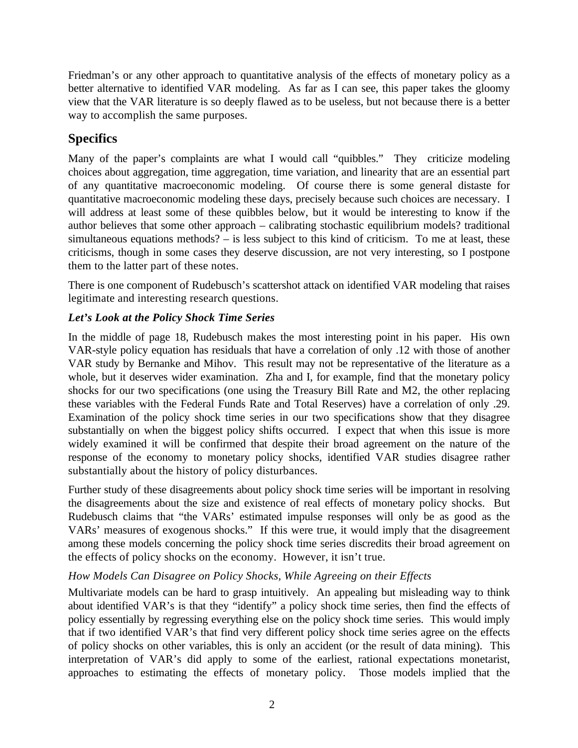Friedman's or any other approach to quantitative analysis of the effects of monetary policy as a better alternative to identified VAR modeling. As far as I can see, this paper takes the gloomy view that the VAR literature is so deeply flawed as to be useless, but not because there is a better way to accomplish the same purposes.

## Specifics

Many of the paper's complaints are what I would call "quibbles." They criticize modeling choices about aggregation, time aggregation, time variation, and linearity that are an essential part of any quantitative macroeconomic modeling. Of course there is some general distaste for quantitative macroeconomic modeling these days, precisely because such choices are necessary. I will address at least some of these quibbles below, but it would be interesting to know if the author believes that some other approach – calibrating stochastic equilibrium models? traditional simultaneous equations methods? – is less subject to this kind of criticism. To me at least, these criticisms, though in some cases they deserve discussion, are not very interesting, so I postpone them to the latter part of these notes.

There is one component of Rudebusch's scattershot attack on identified VAR modeling that raises legitimate and interesting research questions.

### *Let's Look at the Policy Shock Time Series*

In the middle of page 18, Rudebusch makes the most interesting point in his paper. His own VAR-style policy equation has residuals that have a correlation of only .12 with those of another VAR study by Bernanke and Mihov. This result may not be representative of the literature as a whole, but it deserves wider examination. Zha and I, for example, find that the monetary policy shocks for our two specifications (one using the Treasury Bill Rate and M2, the other replacing these variables with the Federal Funds Rate and Total Reserves) have a correlation of only .29. Examination of the policy shock time series in our two specifications show that they disagree substantially on when the biggest policy shifts occurred. I expect that when this issue is more widely examined it will be confirmed that despite their broad agreement on the nature of the response of the economy to monetary policy shocks, identified VAR studies disagree rather substantially about the history of policy disturbances.

Further study of these disagreements about policy shock time series will be important in resolving the disagreements about the size and existence of real effects of monetary policy shocks. But Rudebusch claims that "the VARs' estimated impulse responses will only be as good as the VARs' measures of exogenous shocks." If this were true, it would imply that the disagreement among these models concerning the policy shock time series discredits their broad agreement on the effects of policy shocks on the economy. However, it isn't true.

### *How Models Can Disagree on Policy Shocks, While Agreeing on their Effects*

Multivariate models can be hard to grasp intuitively. An appealing but misleading way to think about identified VAR's is that they "identify" a policy shock time series, then find the effects of policy essentially by regressing everything else on the policy shock time series. This would imply that if two identified VAR's that find very different policy shock time series agree on the effects of policy shocks on other variables, this is only an accident (or the result of data mining). This interpretation of VAR's did apply to some of the earliest, rational expectations monetarist, approaches to estimating the effects of monetary policy. Those models implied that the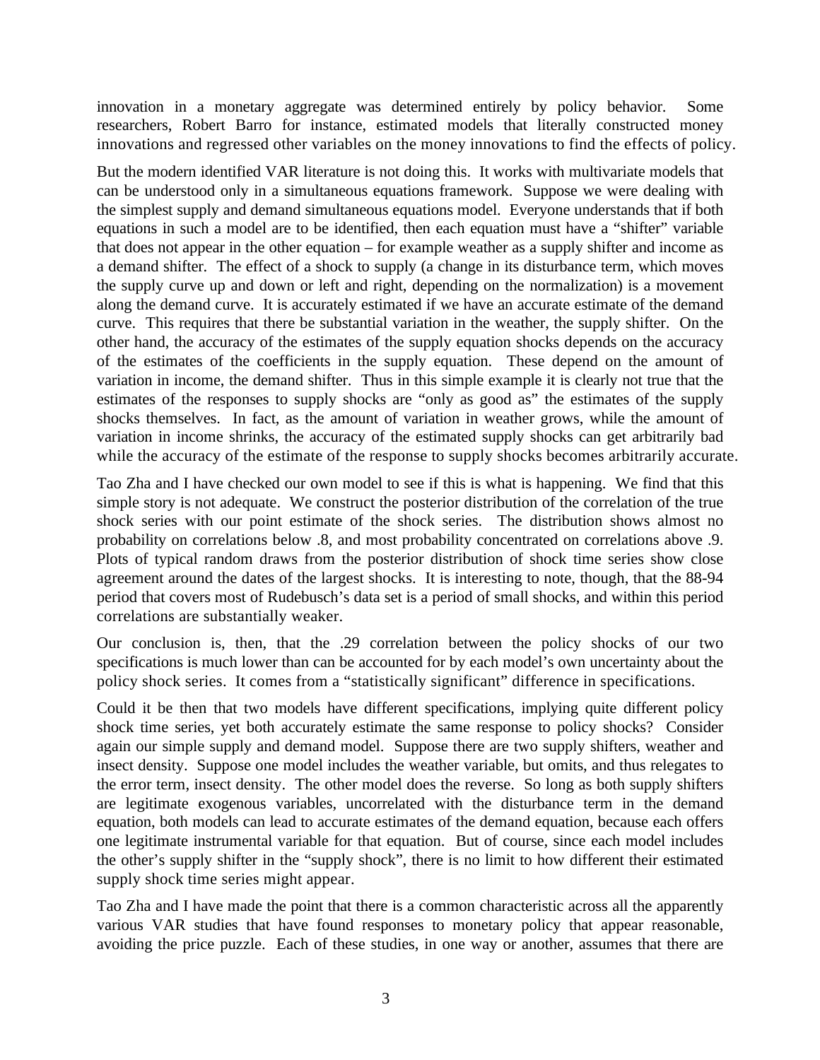innovation in a monetary aggregate was determined entirely by policy behavior. Some researchers, Robert Barro for instance, estimated models that literally constructed money innovations and regressed other variables on the money innovations to find the effects of policy.

But the modern identified VAR literature is not doing this. It works with multivariate models that can be understood only in a simultaneous equations framework. Suppose we were dealing with the simplest supply and demand simultaneous equations model. Everyone understands that if both equations in such a model are to be identified, then each equation must have a "shifter" variable that does not appear in the other equation – for example weather as a supply shifter and income as a demand shifter. The effect of a shock to supply (a change in its disturbance term, which moves the supply curve up and down or left and right, depending on the normalization) is a movement along the demand curve. It is accurately estimated if we have an accurate estimate of the demand curve. This requires that there be substantial variation in the weather, the supply shifter. On the other hand, the accuracy of the estimates of the supply equation shocks depends on the accuracy of the estimates of the coefficients in the supply equation. These depend on the amount of variation in income, the demand shifter. Thus in this simple example it is clearly not true that the estimates of the responses to supply shocks are "only as good as" the estimates of the supply shocks themselves. In fact, as the amount of variation in weather grows, while the amount of variation in income shrinks, the accuracy of the estimated supply shocks can get arbitrarily bad while the accuracy of the estimate of the response to supply shocks becomes arbitrarily accurate.

Tao Zha and I have checked our own model to see if this is what is happening. We find that this simple story is not adequate. We construct the posterior distribution of the correlation of the true shock series with our point estimate of the shock series. The distribution shows almost no probability on correlations below .8, and most probability concentrated on correlations above .9. Plots of typical random draws from the posterior distribution of shock time series show close agreement around the dates of the largest shocks. It is interesting to note, though, that the 88-94 period that covers most of Rudebusch's data set is a period of small shocks, and within this period correlations are substantially weaker.

Our conclusion is, then, that the .29 correlation between the policy shocks of our two specifications is much lower than can be accounted for by each model's own uncertainty about the policy shock series. It comes from a "statistically significant" difference in specifications.

Could it be then that two models have different specifications, implying quite different policy shock time series, yet both accurately estimate the same response to policy shocks? Consider again our simple supply and demand model. Suppose there are two supply shifters, weather and insect density. Suppose one model includes the weather variable, but omits, and thus relegates to the error term, insect density. The other model does the reverse. So long as both supply shifters are legitimate exogenous variables, uncorrelated with the disturbance term in the demand equation, both models can lead to accurate estimates of the demand equation, because each offers one legitimate instrumental variable for that equation. But of course, since each model includes the other's supply shifter in the "supply shock", there is no limit to how different their estimated supply shock time series might appear.

Tao Zha and I have made the point that there is a common characteristic across all the apparently various VAR studies that have found responses to monetary policy that appear reasonable, avoiding the price puzzle. Each of these studies, in one way or another, assumes that there are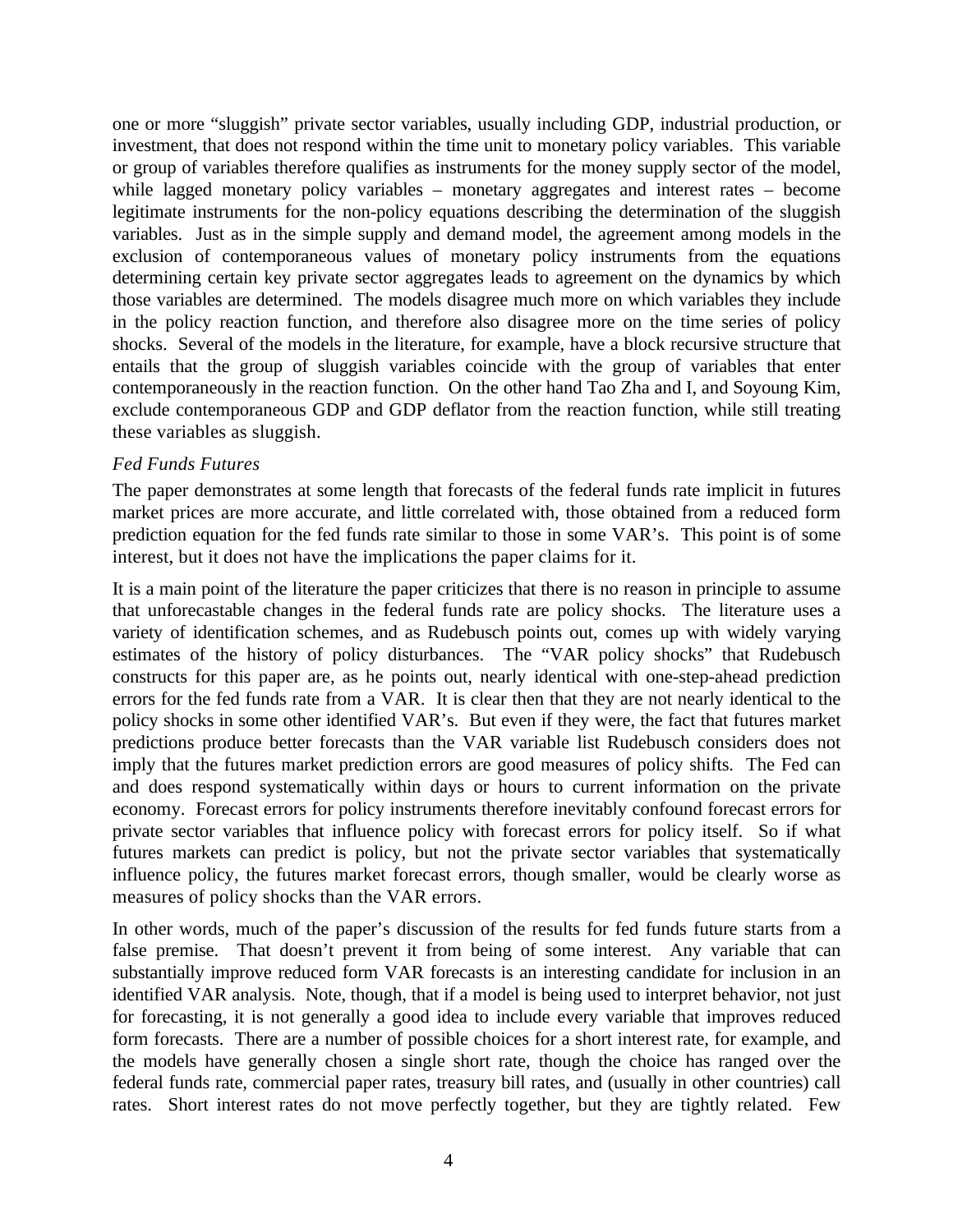one or more "sluggish" private sector variables, usually including GDP, industrial production, or investment, that does not respond within the time unit to monetary policy variables. This variable or group of variables therefore qualifies as instruments for the money supply sector of the model, while lagged monetary policy variables – monetary aggregates and interest rates – become legitimate instruments for the non-policy equations describing the determination of the sluggish variables. Just as in the simple supply and demand model, the agreement among models in the exclusion of contemporaneous values of monetary policy instruments from the equations determining certain key private sector aggregates leads to agreement on the dynamics by which those variables are determined. The models disagree much more on which variables they include in the policy reaction function, and therefore also disagree more on the time series of policy shocks. Several of the models in the literature, for example, have a block recursive structure that entails that the group of sluggish variables coincide with the group of variables that enter contemporaneously in the reaction function. On the other hand Tao Zha and I, and Soyoung Kim, exclude contemporaneous GDP and GDP deflator from the reaction function, while still treating these variables as sluggish.

*Fed Funds Futures*

The paper demonstrates at some length that forecasts of the federal funds rate implicit in futures market prices are more accurate, and little correlated with, those obtained from a reduced form prediction equation for the fed funds rate similar to those in some VAR's. This point is of some interest, but it does not have the implications the paper claims for it.

It is a main point of the literature the paper criticizes that there is no reason in principle to assume that unforecastable changes in the federal funds rate are policy shocks. The literature uses a variety of identification schemes, and as Rudebusch points out, comes up with widely varying estimates of the history of policy disturbances. The "VAR policy shocks" that Rudebusch constructs for this paper are, as he points out, nearly identical with one-step-ahead prediction errors for the fed funds rate from a VAR. It is clear then that they are not nearly identical to the policy shocks in some other identified VAR's. But even if they were, the fact that futures market predictions produce better forecasts than the VAR variable list Rudebusch considers does not imply that the futures market prediction errors are good measures of policy shifts. The Fed can and does respond systematically within days or hours to current information on the private economy. Forecast errors for policy instruments therefore inevitably confound forecast errors for private sector variables that influence policy with forecast errors for policy itself. So if what futures markets can predict is policy, but not the private sector variables that systematically influence policy, the futures market forecast errors, though smaller, would be clearly worse as measures of policy shocks than the VAR errors.

In other words, much of the paper's discussion of the results for fed funds future starts from a false premise. That doesn't prevent it from being of some interest. Any variable that can substantially improve reduced form VAR forecasts is an interesting candidate for inclusion in an identified VAR analysis. Note, though, that if a model is being used to interpret behavior, not just for forecasting, it is not generally a good idea to include every variable that improves reduced form forecasts. There are a number of possible choices for a short interest rate, for example, and the models have generally chosen a single short rate, though the choice has ranged over the federal funds rate, commercial paper rates, treasury bill rates, and (usually in other countries) call rates. Short interest rates do not move perfectly together, but they are tightly related. Few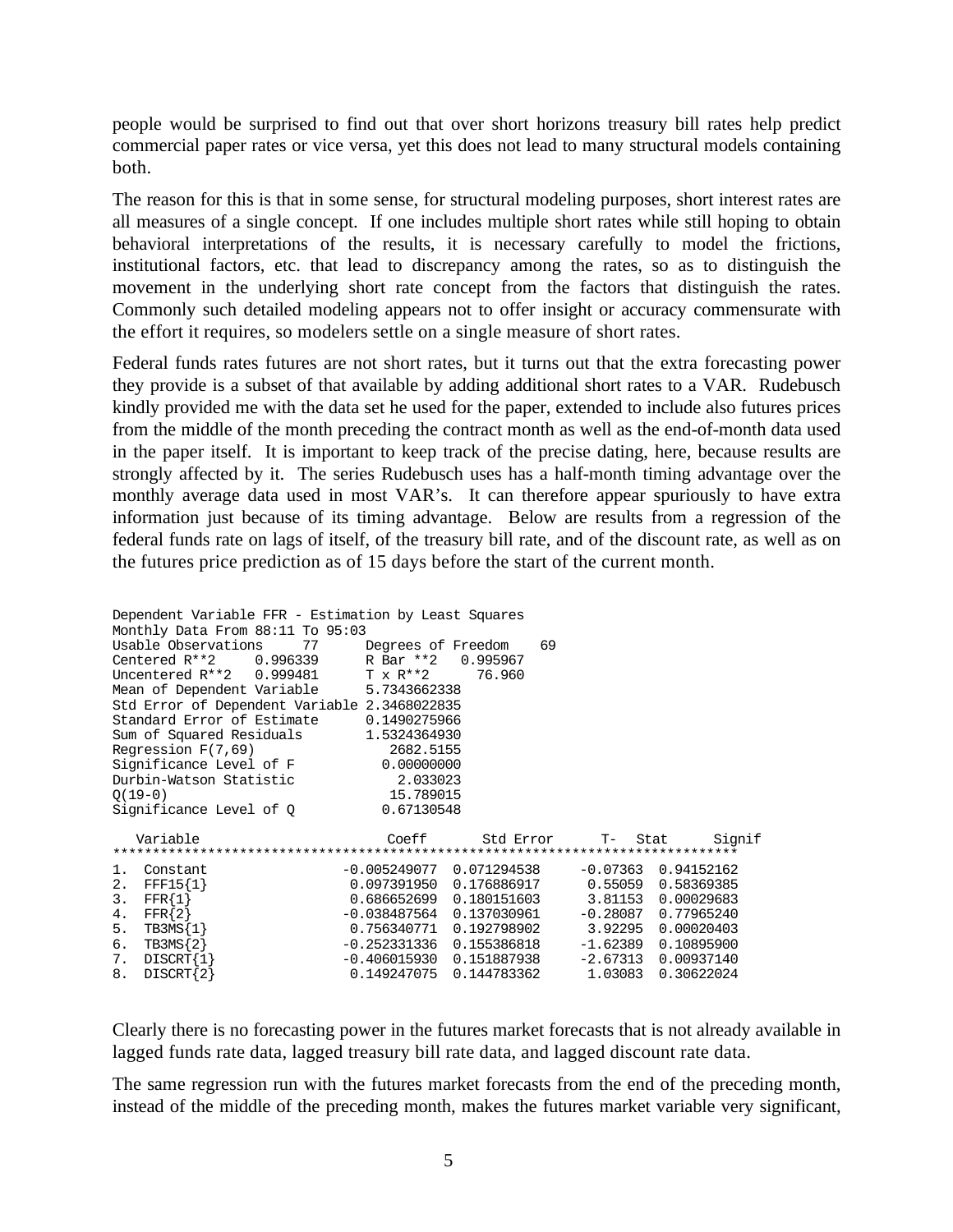people would be surprised to find out that over short horizons treasury bill rates help predict commercial paper rates or vice versa, yet this does not lead to many structural models containing both.

The reason for this is that in some sense, for structural modeling purposes, short interest rates are all measures of a single concept. If one includes multiple short rates while still hoping to obtain behavioral interpretations of the results, it is necessary carefully to model the frictions, institutional factors, etc. that lead to discrepancy among the rates, so as to distinguish the movement in the underlying short rate concept from the factors that distinguish the rates. Commonly such detailed modeling appears not to offer insight or accuracy commensurate with the effort it requires, so modelers settle on a single measure of short rates.

Federal funds rates futures are not short rates, but it turns out that the extra forecasting power they provide is a subset of that available by adding additional short rates to a VAR. Rudebusch kindly provided me with the data set he used for the paper, extended to include also futures prices from the middle of the month preceding the contract month as well as the end-of-month data used in the paper itself. It is important to keep track of the precise dating, here, because results are strongly affected by it. The series Rudebusch uses has a half-month timing advantage over the monthly average data used in most VAR's. It can therefore appear spuriously to have extra information just because of its timing advantage. Below are results from a regression of the federal funds rate on lags of itself, of the treasury bill rate, and of the discount rate, as well as on the futures price prediction as of 15 days before the start of the current month.

```
Dependent Variable FFR - Estimation by Least Squares
Monthly Data From 88:11 To 95:03
Usable Observations     77      Degrees of Freedom    69
Centered R**2     0.996339      R Bar **2   0.995967
Uncentered R**2   0.999481      T x R**2      76.960
Mean of Dependent Variable      5.7343662338
Std Error of Dependent Variable 2.3468022835
Standard Error of Estimate      0.1490275966
Sum of Squared Residuals        1.5324364930
Regression F(7,69)                 2682.5155
Significance Level of F           0.00000000
Durbin-Watson Statistic             2.033023
Q(19-0)                            15.789015
Significance Level of Q           0.67130548

   Variable                      Coeff       Std Error      T- Stat      Signif
*******************************************************************************
1.  Constant                 -0.005249077  0.071294538     -0.07363  0.94152162
2.  FFF15{1}                  0.097391950  0.176886917      0.55059  0.58369385
3.  FFR{1}                    0.686652699  0.180151603      3.81153  0.00029683
4.  FFR{2}                   -0.038487564  0.137030961     -0.28087  0.77965240
5.  TB3MS{1}                  0.756340771  0.192798902      3.92295  0.00020403
6.  TB3MS{2}                 -0.252331336  0.155386818     -1.62389  0.10895900
7.  DISCRT{1}                -0.406015930  0.151887938     -2.67313  0.00937140
8.  DISCRT{2}                 0.149247075  0.144783362      1.03083  0.30622024
```

Clearly there is no forecasting power in the futures market forecasts that is not already available in lagged funds rate data, lagged treasury bill rate data, and lagged discount rate data.

The same regression run with the futures market forecasts from the end of the preceding month, instead of the middle of the preceding month, makes the futures market variable very significant,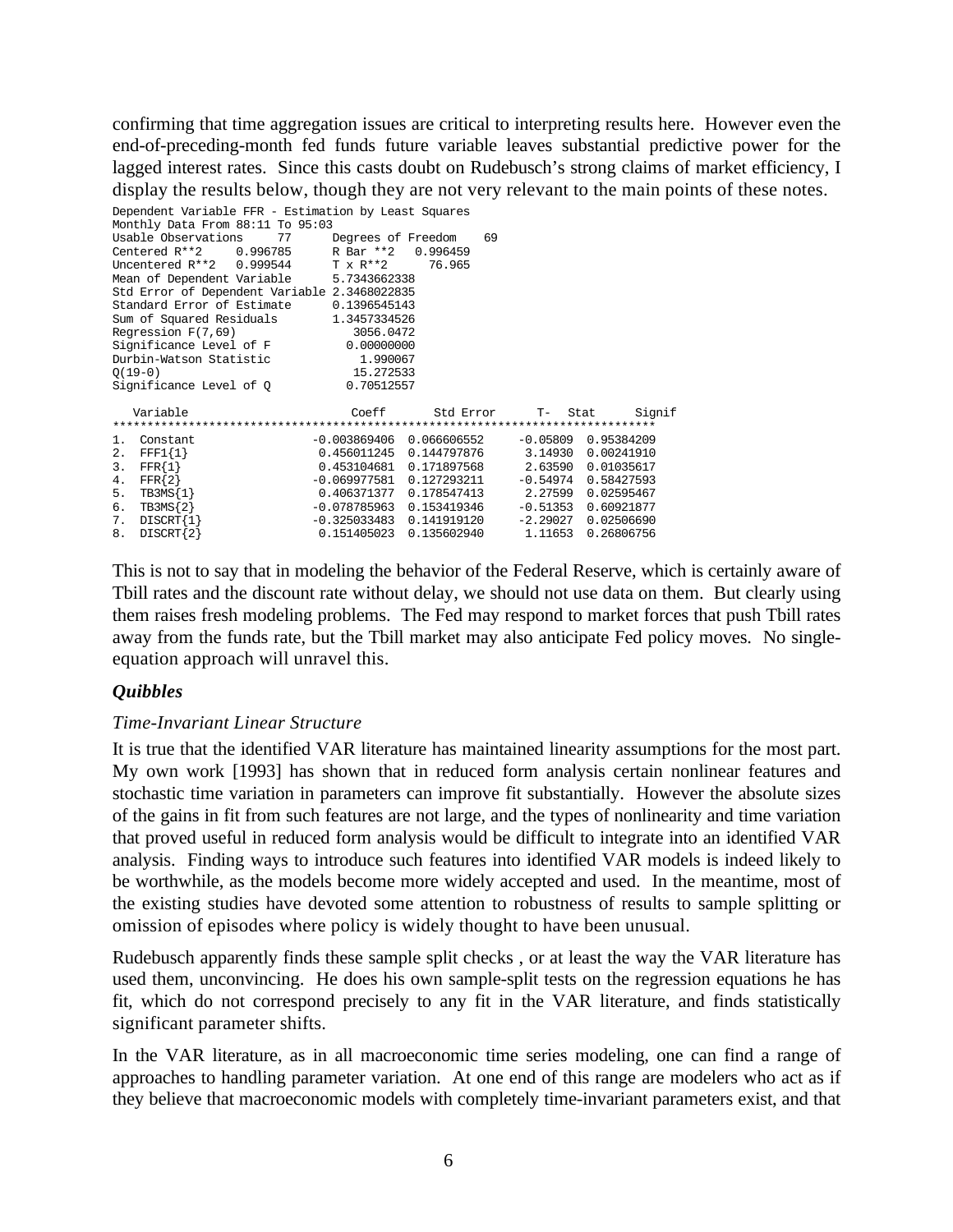confirming that time aggregation issues are critical to interpreting results here. However even the end-of-preceding-month fed funds future variable leaves substantial predictive power for the lagged interest rates. Since this casts doubt on Rudebusch's strong claims of market efficiency, I display the results below, though they are not very relevant to the main points of these notes.

```
Dependent Variable FFR - Estimation by Least Squares
Monthly Data From 88:11 To 95:03
Usable Observations     77      Degrees of Freedom    69
Centered R**2     0.996785      R Bar **2   0.996459
Uncentered R**2   0.999544      T x R**2     76.965
Mean of Dependent Variable      5.7343662338
Std Error of Dependent Variable 2.3468022835
Standard Error of Estimate      0.1396545143
Sum of Squared Residuals        1.3457334526
Regression F(7,69)                 3056.0472
Significance Level of F           0.00000000
Durbin-Watson Statistic             1.990067
Q(19-0)                            15.272533
Significance Level of Q           0.70512557

   Variable                        Coeff       Std Error      T- Stat      Signif
*******************************************************************************
1.  Constant                 -0.003869406  0.066606552     -0.05809  0.95384209
2.  FFF1{1}                   0.456011245  0.144797876      3.14930  0.00241910
3.  FFR{1}                    0.453104681  0.171897568      2.63590  0.01035617
4.  FFR{2}                   -0.069977581  0.127293211     -0.54974  0.58427593
5.  TB3MS{1}                  0.406371377  0.178547413      2.27599  0.02595467
6.  TB3MS{2}                 -0.078785963  0.153419346     -0.51353  0.60921877
7.  DISCRT{1}                -0.325033483  0.141919120     -2.29027  0.02506690
8.  DISCRT{2}                 0.151405023  0.135602940      1.11653  0.26806756
```

This is not to say that in modeling the behavior of the Federal Reserve, which is certainly aware of Tbill rates and the discount rate without delay, we should not use data on them. But clearly using them raises fresh modeling problems. The Fed may respond to market forces that push Tbill rates away from the funds rate, but the Tbill market may also anticipate Fed policy moves. No single-equation approach will unravel this.

### *Quibbles*

#### *Time-Invariant Linear Structure*

It is true that the identified VAR literature has maintained linearity assumptions for the most part. My own work [1993] has shown that in reduced form analysis certain nonlinear features and stochastic time variation in parameters can improve fit substantially. However the absolute sizes of the gains in fit from such features are not large, and the types of nonlinearity and time variation that proved useful in reduced form analysis would be difficult to integrate into an identified VAR analysis. Finding ways to introduce such features into identified VAR models is indeed likely to be worthwhile, as the models become more widely accepted and used. In the meantime, most of the existing studies have devoted some attention to robustness of results to sample splitting or omission of episodes where policy is widely thought to have been unusual.

Rudebusch apparently finds these sample split checks , or at least the way the VAR literature has used them, unconvincing. He does his own sample-split tests on the regression equations he has fit, which do not correspond precisely to any fit in the VAR literature, and finds statistically significant parameter shifts.

In the VAR literature, as in all macroeconomic time series modeling, one can find a range of approaches to handling parameter variation. At one end of this range are modelers who act as if they believe that macroeconomic models with completely time-invariant parameters exist, and that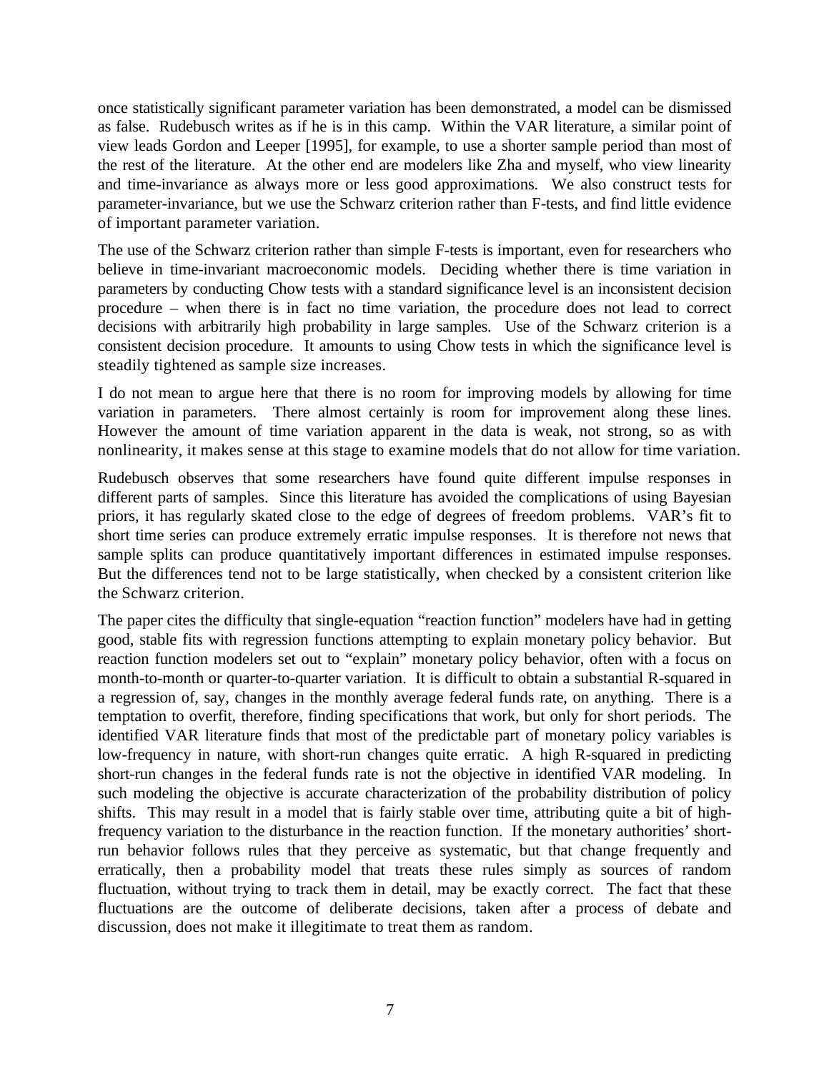once statistically significant parameter variation has been demonstrated, a model can be dismissed as false. Rudebusch writes as if he is in this camp. Within the VAR literature, a similar point of view leads Gordon and Leeper [1995], for example, to use a shorter sample period than most of the rest of the literature. At the other end are modelers like Zha and myself, who view linearity and time-invariance as always more or less good approximations. We also construct tests for parameter-invariance, but we use the Schwarz criterion rather than F-tests, and find little evidence of important parameter variation.

The use of the Schwarz criterion rather than simple F-tests is important, even for researchers who believe in time-invariant macroeconomic models. Deciding whether there is time variation in parameters by conducting Chow tests with a standard significance level is an inconsistent decision procedure – when there is in fact no time variation, the procedure does not lead to correct decisions with arbitrarily high probability in large samples. Use of the Schwarz criterion is a consistent decision procedure. It amounts to using Chow tests in which the significance level is steadily tightened as sample size increases.

I do not mean to argue here that there is no room for improving models by allowing for time variation in parameters. There almost certainly is room for improvement along these lines. However the amount of time variation apparent in the data is weak, not strong, so as with nonlinearity, it makes sense at this stage to examine models that do not allow for time variation.

Rudebusch observes that some researchers have found quite different impulse responses in different parts of samples. Since this literature has avoided the complications of using Bayesian priors, it has regularly skated close to the edge of degrees of freedom problems. VAR's fit to short time series can produce extremely erratic impulse responses. It is therefore not news that sample splits can produce quantitatively important differences in estimated impulse responses. But the differences tend not to be large statistically, when checked by a consistent criterion like the Schwarz criterion.

The paper cites the difficulty that single-equation "reaction function" modelers have had in getting good, stable fits with regression functions attempting to explain monetary policy behavior. But reaction function modelers set out to "explain" monetary policy behavior, often with a focus on month-to-month or quarter-to-quarter variation. It is difficult to obtain a substantial R-squared in a regression of, say, changes in the monthly average federal funds rate, on anything. There is a temptation to overfit, therefore, finding specifications that work, but only for short periods. The identified VAR literature finds that most of the predictable part of monetary policy variables is low-frequency in nature, with short-run changes quite erratic. A high R-squared in predicting short-run changes in the federal funds rate is not the objective in identified VAR modeling. In such modeling the objective is accurate characterization of the probability distribution of policy shifts. This may result in a model that is fairly stable over time, attributing quite a bit of high-frequency variation to the disturbance in the reaction function. If the monetary authorities' short-run behavior follows rules that they perceive as systematic, but that change frequently and erratically, then a probability model that treats these rules simply as sources of random fluctuation, without trying to track them in detail, may be exactly correct. The fact that these fluctuations are the outcome of deliberate decisions, taken after a process of debate and discussion, does not make it illegitimate to treat them as random.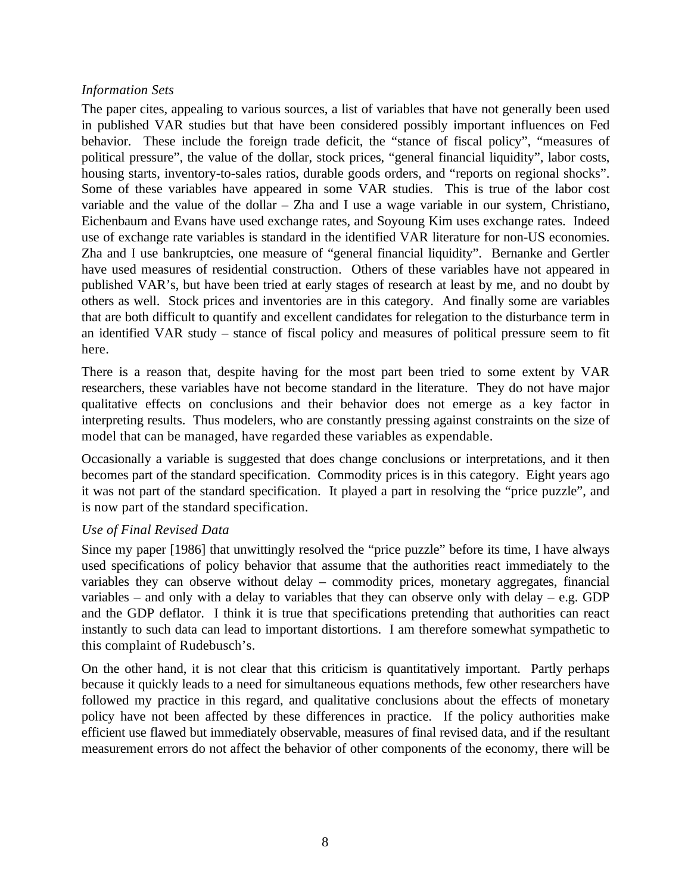*Information Sets*

The paper cites, appealing to various sources, a list of variables that have not generally been used in published VAR studies but that have been considered possibly important influences on Fed behavior. These include the foreign trade deficit, the "stance of fiscal policy", "measures of political pressure", the value of the dollar, stock prices, "general financial liquidity", labor costs, housing starts, inventory-to-sales ratios, durable goods orders, and "reports on regional shocks". Some of these variables have appeared in some VAR studies. This is true of the labor cost variable and the value of the dollar – Zha and I use a wage variable in our system, Christiano, Eichenbaum and Evans have used exchange rates, and Soyoung Kim uses exchange rates. Indeed use of exchange rate variables is standard in the identified VAR literature for non-US economies. Zha and I use bankruptcies, one measure of "general financial liquidity". Bernanke and Gertler have used measures of residential construction. Others of these variables have not appeared in published VAR's, but have been tried at early stages of research at least by me, and no doubt by others as well. Stock prices and inventories are in this category. And finally some are variables that are both difficult to quantify and excellent candidates for relegation to the disturbance term in an identified VAR study – stance of fiscal policy and measures of political pressure seem to fit here.

There is a reason that, despite having for the most part been tried to some extent by VAR researchers, these variables have not become standard in the literature. They do not have major qualitative effects on conclusions and their behavior does not emerge as a key factor in interpreting results. Thus modelers, who are constantly pressing against constraints on the size of model that can be managed, have regarded these variables as expendable.

Occasionally a variable is suggested that does change conclusions or interpretations, and it then becomes part of the standard specification. Commodity prices is in this category. Eight years ago it was not part of the standard specification. It played a part in resolving the "price puzzle", and is now part of the standard specification.

*Use of Final Revised Data*

Since my paper [1986] that unwittingly resolved the "price puzzle" before its time, I have always used specifications of policy behavior that assume that the authorities react immediately to the variables they can observe without delay – commodity prices, monetary aggregates, financial variables – and only with a delay to variables that they can observe only with delay – e.g. GDP and the GDP deflator. I think it is true that specifications pretending that authorities can react instantly to such data can lead to important distortions. I am therefore somewhat sympathetic to this complaint of Rudebusch's.

On the other hand, it is not clear that this criticism is quantitatively important. Partly perhaps because it quickly leads to a need for simultaneous equations methods, few other researchers have followed my practice in this regard, and qualitative conclusions about the effects of monetary policy have not been affected by these differences in practice. If the policy authorities make efficient use flawed but immediately observable, measures of final revised data, and if the resultant measurement errors do not affect the behavior of other components of the economy, there will be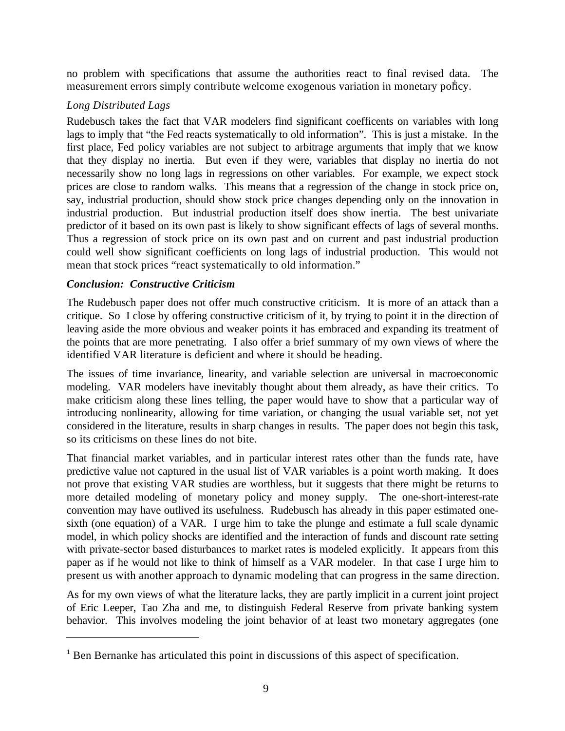no problem with specifications that assume the authorities react to final revised data. The measurement errors simply contribute welcome exogenous variation in monetary policy.[1]

*Long Distributed Lags*

Rudebusch takes the fact that VAR modelers find significant coefficents on variables with long lags to imply that "the Fed reacts systematically to old information". This is just a mistake. In the first place, Fed policy variables are not subject to arbitrage arguments that imply that we know that they display no inertia. But even if they were, variables that display no inertia do not necessarily show no long lags in regressions on other variables. For example, we expect stock prices are close to random walks. This means that a regression of the change in stock price on, say, industrial production, should show stock price changes depending only on the innovation in industrial production. But industrial production itself does show inertia. The best univariate predictor of it based on its own past is likely to show significant effects of lags of several months. Thus a regression of stock price on its own past and on current and past industrial production could well show significant coefficients on long lags of industrial production. This would not mean that stock prices "react systematically to old information."

***Conclusion: Constructive Criticism***

The Rudebusch paper does not offer much constructive criticism. It is more of an attack than a critique. So I close by offering constructive criticism of it, by trying to point it in the direction of leaving aside the more obvious and weaker points it has embraced and expanding its treatment of the points that are more penetrating. I also offer a brief summary of my own views of where the identified VAR literature is deficient and where it should be heading.

The issues of time invariance, linearity, and variable selection are universal in macroeconomic modeling. VAR modelers have inevitably thought about them already, as have their critics. To make criticism along these lines telling, the paper would have to show that a particular way of introducing nonlinearity, allowing for time variation, or changing the usual variable set, not yet considered in the literature, results in sharp changes in results. The paper does not begin this task, so its criticisms on these lines do not bite.

That financial market variables, and in particular interest rates other than the funds rate, have predictive value not captured in the usual list of VAR variables is a point worth making. It does not prove that existing VAR studies are worthless, but it suggests that there might be returns to more detailed modeling of monetary policy and money supply. The one-short-interest-rate convention may have outlived its usefulness. Rudebusch has already in this paper estimated one-sixth (one equation) of a VAR. I urge him to take the plunge and estimate a full scale dynamic model, in which policy shocks are identified and the interaction of funds and discount rate setting with private-sector based disturbances to market rates is modeled explicitly. It appears from this paper as if he would not like to think of himself as a VAR modeler. In that case I urge him to present us with another approach to dynamic modeling that can progress in the same direction.

As for my own views of what the literature lacks, they are partly implicit in a current joint project of Eric Leeper, Tao Zha and me, to distinguish Federal Reserve from private banking system behavior. This involves modeling the joint behavior of at least two monetary aggregates (one

---

[1] Ben Bernanke has articulated this point in discussions of this aspect of specification.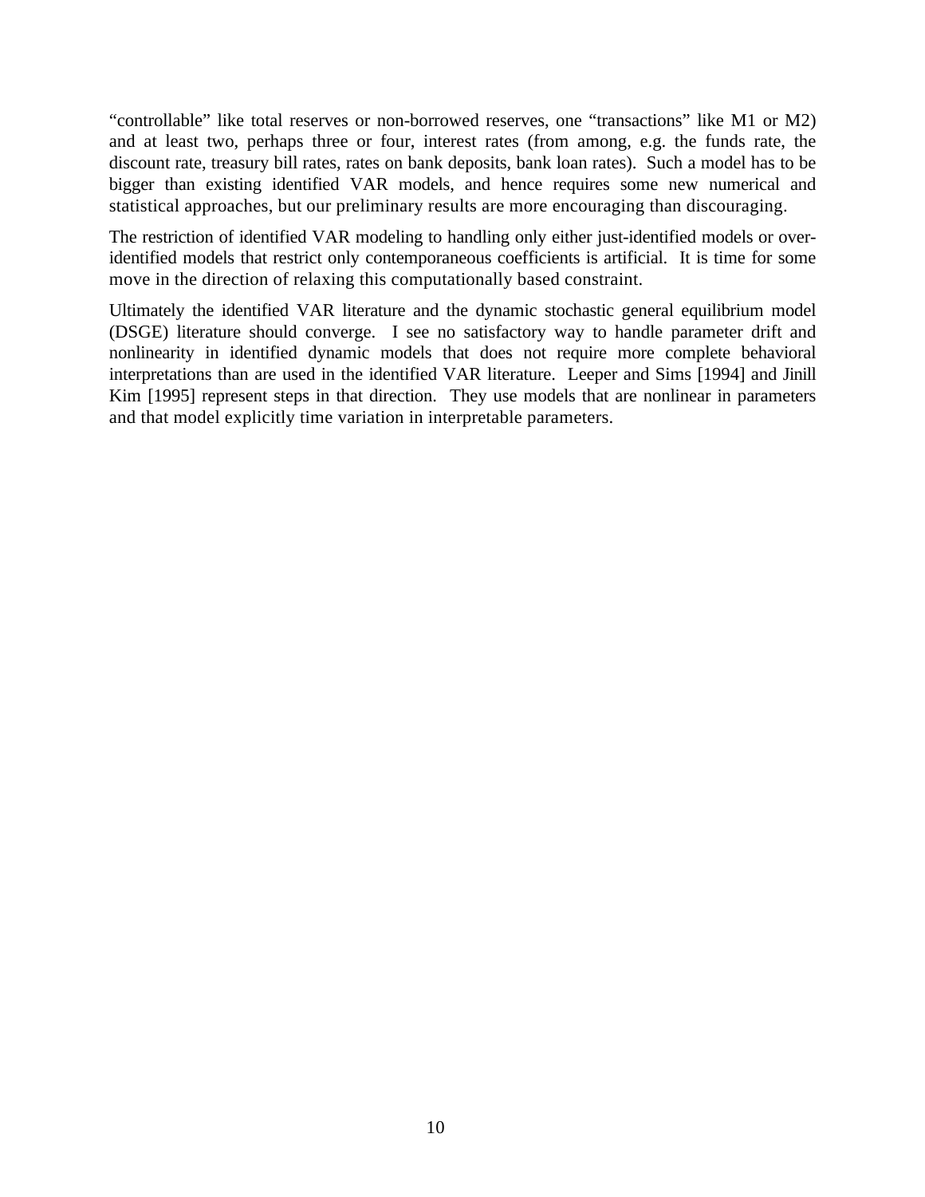"controllable" like total reserves or non-borrowed reserves, one "transactions" like M1 or M2) and at least two, perhaps three or four, interest rates (from among, e.g. the funds rate, the discount rate, treasury bill rates, rates on bank deposits, bank loan rates). Such a model has to be bigger than existing identified VAR models, and hence requires some new numerical and statistical approaches, but our preliminary results are more encouraging than discouraging.

The restriction of identified VAR modeling to handling only either just-identified models or over-identified models that restrict only contemporaneous coefficients is artificial. It is time for some move in the direction of relaxing this computationally based constraint.

Ultimately the identified VAR literature and the dynamic stochastic general equilibrium model (DSGE) literature should converge. I see no satisfactory way to handle parameter drift and nonlinearity in identified dynamic models that does not require more complete behavioral interpretations than are used in the identified VAR literature. Leeper and Sims [1994] and Jinill Kim [1995] represent steps in that direction. They use models that are nonlinear in parameters and that model explicitly time variation in interpretable parameters.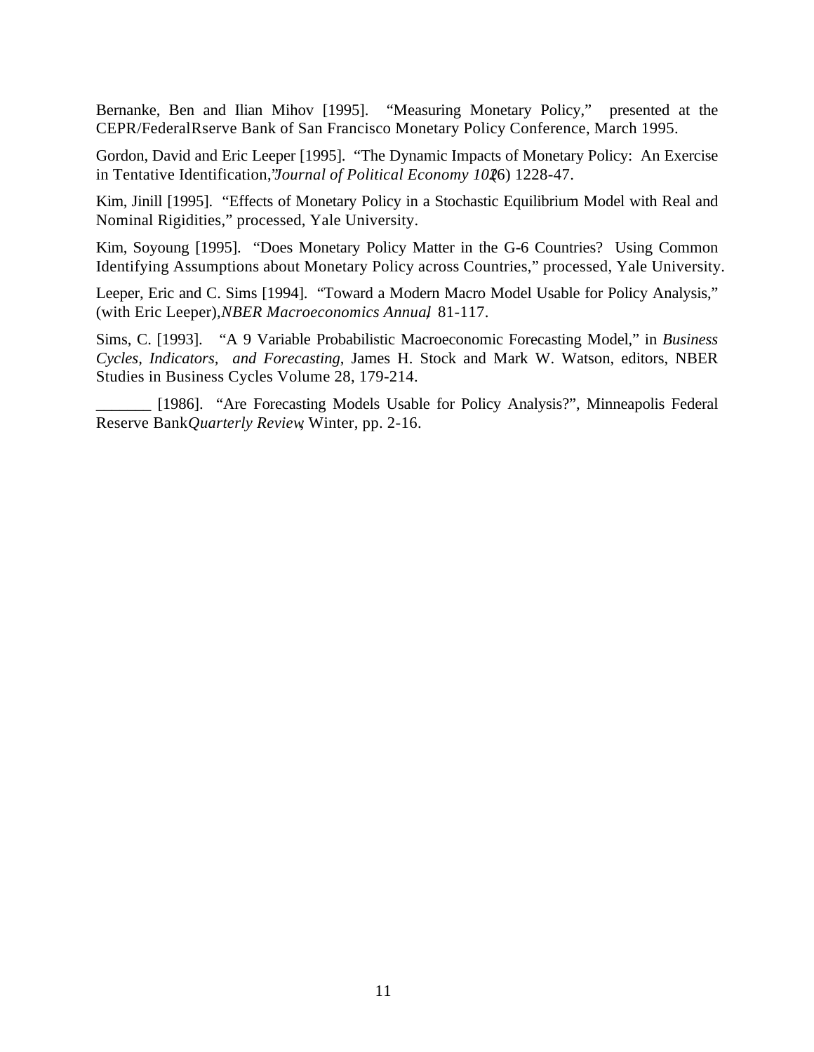Bernanke, Ben and Ilian Mihov [1995]. "Measuring Monetary Policy," presented at the CEPR/FederalRserve Bank of San Francisco Monetary Policy Conference, March 1995.

Gordon, David and Eric Leeper [1995]. "The Dynamic Impacts of Monetary Policy: An Exercise in Tentative Identification," *Journal of Political Economy 102*(6) 1228-47.

Kim, Jinill [1995]. "Effects of Monetary Policy in a Stochastic Equilibrium Model with Real and Nominal Rigidities," processed, Yale University.

Kim, Soyoung [1995]. "Does Monetary Policy Matter in the G-6 Countries? Using Common Identifying Assumptions about Monetary Policy across Countries," processed, Yale University.

Leeper, Eric and C. Sims [1994]. "Toward a Modern Macro Model Usable for Policy Analysis," (with Eric Leeper), *NBER Macroeconomics Annual*, 81-117.

Sims, C. [1993]. "A 9 Variable Probabilistic Macroeconomic Forecasting Model," in *Business Cycles, Indicators, and Forecasting*, James H. Stock and Mark W. Watson, editors, NBER Studies in Business Cycles Volume 28, 179-214.

_______ [1986]. "Are Forecasting Models Usable for Policy Analysis?", Minneapolis Federal Reserve Bank *Quarterly Review*, Winter, pp. 2-16.